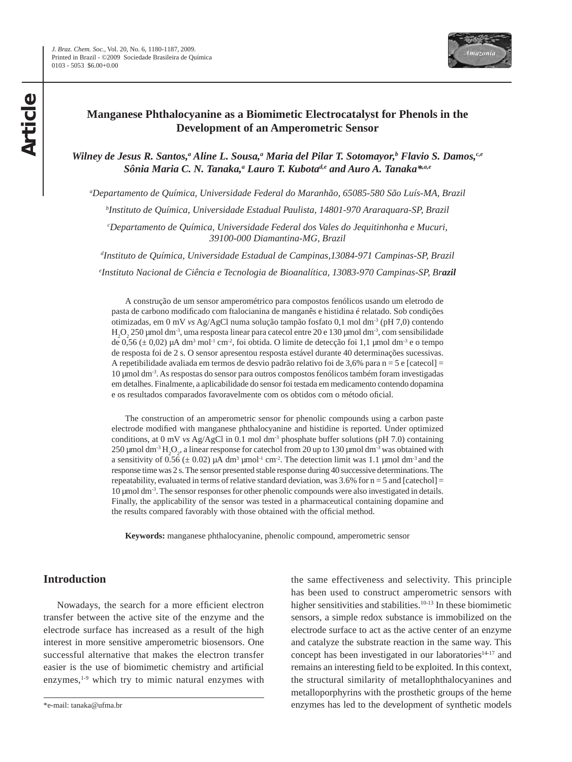# Manganese Phthalocyanine as a Biomimetic Electrocatalyst for Phenols in the Development of an Amperometric Sensor

***Wilney de Jesus R. Santos,[a] Aline L. Sousa,[a] Maria del Pilar T. Sotomayor,[b] Flavio S. Damos,[c,e] Sônia Maria C. N. Tanaka,[a] Lauro T. Kubota[d,e] and Auro A. Tanaka*[,a,e]***

[a]*Departamento de Química, Universidade Federal do Maranhão, 65085-580 São Luís-MA, Brazil*

[b]*Instituto de Química, Universidade Estadual Paulista, 14801-970 Araraquara-SP, Brazil*

[c]*Departamento de Química, Universidade Federal dos Vales do Jequitinhonha e Mucuri, 39100-000 Diamantina-MG, Brazil*

[d]*Instituto de Química, Universidade Estadual de Campinas,13084-971 Campinas-SP, Brazil*

[e]*Instituto Nacional de Ciência e Tecnologia de Bioanalítica, 13083-970 Campinas-SP, Brazil*

A construção de um sensor amperométrico para compostos fenólicos usando um eletrodo de pasta de carbono modificado com ftalocianina de manganês e histidina é relatado. Sob condições otimizadas, em 0 mV *vs* Ag/AgCl numa solução tampão fosfato 0,1 mol dm$^{-3}$ (pH 7,0) contendo $H_2O_2$ 250 µmol dm$^{-3}$, uma resposta linear para catecol entre 20 e 130 µmol dm$^{-3}$, com sensibilidade de 0,56 (± 0,02) µA dm$^3$ mol$^{-1}$ cm$^{-2}$, foi obtida. O limite de detecção foi 1,1 µmol dm$^{-3}$ e o tempo de resposta foi de 2 s. O sensor apresentou resposta estável durante 40 determinações sucessivas. A repetibilidade avaliada em termos de desvio padrão relativo foi de 3,6% para n = 5 e [catecol] = 10 µmol dm$^{-3}$. As respostas do sensor para outros compostos fenólicos também foram investigadas em detalhes. Finalmente, a aplicabilidade do sensor foi testada em medicamento contendo dopamina e os resultados comparados favoravelmente com os obtidos com o método oficial.

The construction of an amperometric sensor for phenolic compounds using a carbon paste electrode modified with manganese phthalocyanine and histidine is reported. Under optimized conditions, at 0 mV *vs* Ag/AgCl in 0.1 mol dm$^{-3}$ phosphate buffer solutions (pH 7.0) containing 250 µmol dm$^{-3}$ $H_2O_2$, a linear response for catechol from 20 up to 130 µmol dm$^{-3}$ was obtained with a sensitivity of 0.56 (± 0.02) µA dm$^3$ µmol$^{-1}$ cm$^{-2}$. The detection limit was 1.1 µmol dm$^{-3}$ and the response time was 2 s. The sensor presented stable response during 40 successive determinations. The repeatability, evaluated in terms of relative standard deviation, was 3.6% for n = 5 and [catechol] = 10 µmol dm$^{-3}$. The sensor responses for other phenolic compounds were also investigated in details. Finally, the applicability of the sensor was tested in a pharmaceutical containing dopamine and the results compared favorably with those obtained with the official method.

**Keywords:** manganese phthalocyanine, phenolic compound, amperometric sensor

## Introduction

Nowadays, the search for a more efficient electron transfer between the active site of the enzyme and the electrode surface has increased as a result of the high interest in more sensitive amperometric biosensors. One successful alternative that makes the electron transfer easier is the use of biomimetic chemistry and artificial enzymes,[1-9] which try to mimic natural enzymes with the same effectiveness and selectivity. This principle has been used to construct amperometric sensors with higher sensitivities and stabilities.[10-13] In these biomimetic sensors, a simple redox substance is immobilized on the electrode surface to act as the active center of an enzyme and catalyze the substrate reaction in the same way. This concept has been investigated in our laboratories[14-17] and remains an interesting field to be exploited. In this context, the structural similarity of metallophthalocyanines and metalloporphyrins with the prosthetic groups of the heme enzymes has led to the development of synthetic models

*e-mail: tanaka@ufma.br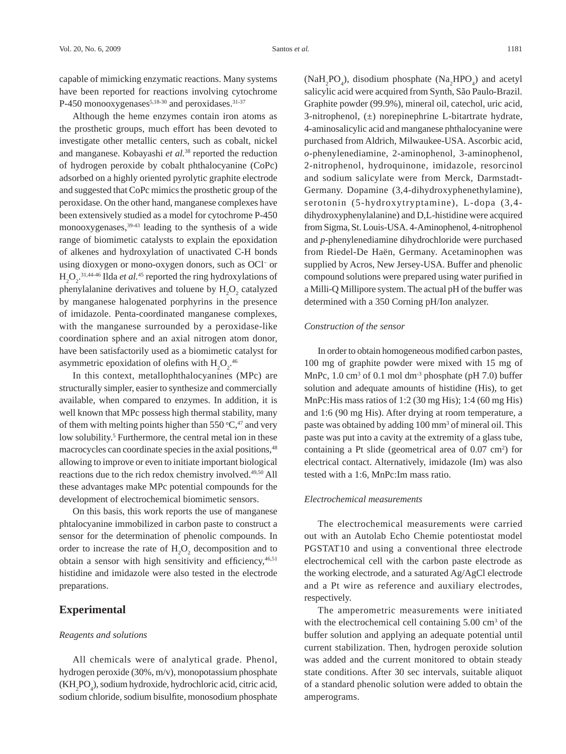capable of mimicking enzymatic reactions. Many systems have been reported for reactions involving cytochrome P-450 monooxygenases[5,18-30] and peroxidases.[31-37]

Although the heme enzymes contain iron atoms as the prosthetic groups, much effort has been devoted to investigate other metallic centers, such as cobalt, nickel and manganese. Kobayashi *et al.*[38] reported the reduction of hydrogen peroxide by cobalt phthalocyanine (CoPc) adsorbed on a highly oriented pyrolytic graphite electrode and suggested that CoPc mimics the prosthetic group of the peroxidase. On the other hand, manganese complexes have been extensively studied as a model for cytochrome P-450 monooxygenases,[39-43] leading to the synthesis of a wide range of biomimetic catalysts to explain the epoxidation of alkenes and hydroxylation of unactivated C-H bonds using dioxygen or mono-oxygen donors, such as $OCl^-$ or $H_2O_2$.[31,44-46] Ilda *et al.*[45] reported the ring hydroxylations of phenylalanine derivatives and toluene by $H_2O_2$ catalyzed by manganese halogenated porphyrins in the presence of imidazole. Penta-coordinated manganese complexes, with the manganese surrounded by a peroxidase-like coordination sphere and an axial nitrogen atom donor, have been satisfactorily used as a biomimetic catalyst for asymmetric epoxidation of olefins with $H_2O_2$.[46]

In this context, metallophthalocyanines (MPc) are structurally simpler, easier to synthesize and commercially available, when compared to enzymes. In addition, it is well known that MPc possess high thermal stability, many of them with melting points higher than 550 °C,[47] and very low solubility.[5] Furthermore, the central metal ion in these macrocycles can coordinate species in the axial positions,[48] allowing to improve or even to initiate important biological reactions due to the rich redox chemistry involved.[49,50] All these advantages make MPc potential compounds for the development of electrochemical biomimetic sensors.

On this basis, this work reports the use of manganese phtalocyanine immobilized in carbon paste to construct a sensor for the determination of phenolic compounds. In order to increase the rate of $H_2O_2$ decomposition and to obtain a sensor with high sensitivity and efficiency,[46,51] histidine and imidazole were also tested in the electrode preparations.

## Experimental

### *Reagents and solutions*

All chemicals were of analytical grade. Phenol, hydrogen peroxide (30%, m/v), monopotassium phosphate ($KH_2PO_4$), sodium hydroxide, hydrochloric acid, citric acid, sodium chloride, sodium bisulfite, monosodium phosphate ($NaH_2PO_4$), disodium phosphate ($Na_2HPO_4$) and acetyl salicylic acid were acquired from Synth, São Paulo-Brazil. Graphite powder (99.9%), mineral oil, catechol, uric acid, 3-nitrophenol, (±) norepinephrine L-bitartrate hydrate, 4-aminosalicylic acid and manganese phthalocyanine were purchased from Aldrich, Milwaukee-USA. Ascorbic acid, *o*-phenylenediamine, 2-aminophenol, 3-aminophenol, 2-nitrophenol, hydroquinone, imidazole, resorcinol and sodium salicylate were from Merck, Darmstadt-Germany. Dopamine (3,4-dihydroxyphenethylamine), serotonin (5-hydroxytryptamine), L-dopa (3,4-dihydroxyphenylalanine) and D,L-histidine were acquired from Sigma, St. Louis-USA. 4-Aminophenol, 4-nitrophenol and *p*-phenylenediamine dihydrochloride were purchased from Riedel-De Haën, Germany. Acetaminophen was supplied by Acros, New Jersey-USA. Buffer and phenolic compound solutions were prepared using water purified in a Milli-Q Millipore system. The actual pH of the buffer was determined with a 350 Corning pH/Ion analyzer.

### *Construction of the sensor*

In order to obtain homogeneous modified carbon pastes, 100 mg of graphite powder were mixed with 15 mg of MnPc, 1.0 $cm^3$ of 0.1 mol $dm^{-3}$ phosphate (pH 7.0) buffer solution and adequate amounts of histidine (His), to get MnPc:His mass ratios of 1:2 (30 mg His); 1:4 (60 mg His) and 1:6 (90 mg His). After drying at room temperature, a paste was obtained by adding 100 $mm^3$ of mineral oil. This paste was put into a cavity at the extremity of a glass tube, containing a Pt slide (geometrical area of 0.07 $cm^2$) for electrical contact. Alternatively, imidazole (Im) was also tested with a 1:6, MnPc:Im mass ratio.

### *Electrochemical measurements*

The electrochemical measurements were carried out with an Autolab Echo Chemie potentiostat model PGSTAT10 and using a conventional three electrode electrochemical cell with the carbon paste electrode as the working electrode, and a saturated Ag/AgCl electrode and a Pt wire as reference and auxiliary electrodes, respectively.

The amperometric measurements were initiated with the electrochemical cell containing 5.00 $cm^3$ of the buffer solution and applying an adequate potential until current stabilization. Then, hydrogen peroxide solution was added and the current monitored to obtain steady state conditions. After 30 sec intervals, suitable aliquot of a standard phenolic solution were added to obtain the amperograms.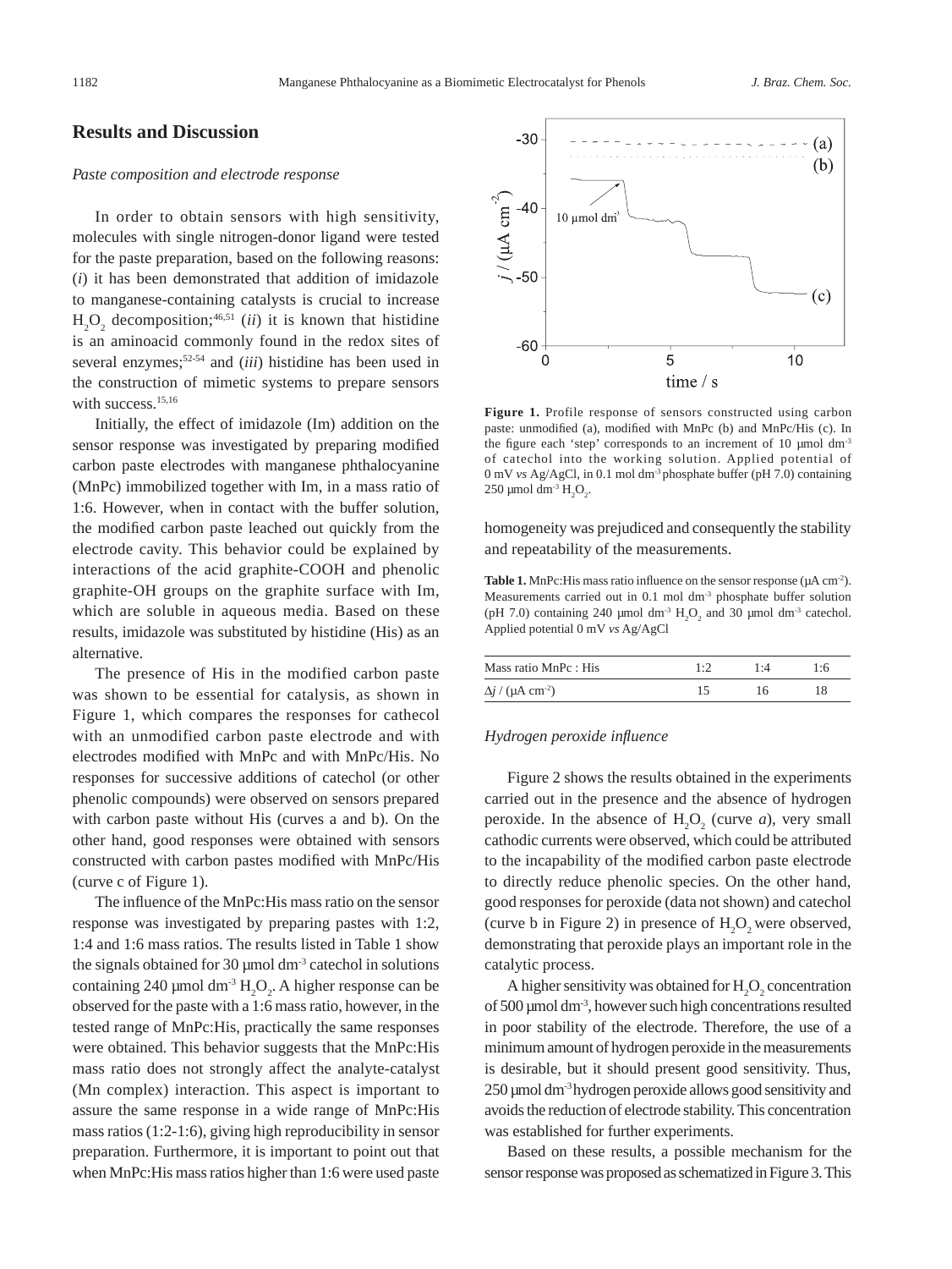## Results and Discussion

### *Paste composition and electrode response*

In order to obtain sensors with high sensitivity, molecules with single nitrogen-donor ligand were tested for the paste preparation, based on the following reasons: (*i*) it has been demonstrated that addition of imidazole to manganese-containing catalysts is crucial to increase $H_2O_2$ decomposition;[46,51] (*ii*) it is known that histidine is an aminoacid commonly found in the redox sites of several enzymes;[52-54] and (*iii*) histidine has been used in the construction of mimetic systems to prepare sensors with success.[15,16]

Initially, the effect of imidazole (Im) addition on the sensor response was investigated by preparing modified carbon paste electrodes with manganese phthalocyanine (MnPc) immobilized together with Im, in a mass ratio of 1:6. However, when in contact with the buffer solution, the modified carbon paste leached out quickly from the electrode cavity. This behavior could be explained by interactions of the acid graphite-COOH and phenolic graphite-OH groups on the graphite surface with Im, which are soluble in aqueous media. Based on these results, imidazole was substituted by histidine (His) as an alternative.

The presence of His in the modified carbon paste was shown to be essential for catalysis, as shown in Figure 1, which compares the responses for cathecol with an unmodified carbon paste electrode and with electrodes modified with MnPc and with MnPc/His. No responses for successive additions of catechol (or other phenolic compounds) were observed on sensors prepared with carbon paste without His (curves a and b). On the other hand, good responses were obtained with sensors constructed with carbon pastes modified with MnPc/His (curve c of Figure 1).

The influence of the MnPc:His mass ratio on the sensor response was investigated by preparing pastes with 1:2, 1:4 and 1:6 mass ratios. The results listed in Table 1 show the signals obtained for 30 µmol dm$^{-3}$ catechol in solutions containing 240 µmol dm$^{-3}$ $H_2O_2$. A higher response can be observed for the paste with a 1:6 mass ratio, however, in the tested range of MnPc:His, practically the same responses were obtained. This behavior suggests that the MnPc:His mass ratio does not strongly affect the analyte-catalyst (Mn complex) interaction. This aspect is important to assure the same response in a wide range of MnPc:His mass ratios (1:2-1:6), giving high reproducibility in sensor preparation. Furthermore, it is important to point out that when MnPc:His mass ratios higher than 1:6 were used paste homogeneity was prejudiced and consequently the stability and repeatability of the measurements.

**Figure 1.** Profile response of sensors constructed using carbon paste: unmodified (a), modified with MnPc (b) and MnPc/His (c). In the figure each 'step' corresponds to an increment of 10 µmol dm$^{-3}$ of catechol into the working solution. Applied potential of 0 mV *vs* Ag/AgCl, in 0.1 mol dm$^{-3}$ phosphate buffer (pH 7.0) containing 250 µmol dm$^{-3}$ $H_2O_2$.

**Table 1.** MnPc:His mass ratio influence on the sensor response (µA cm$^{-2}$). Measurements carried out in 0.1 mol dm$^{-3}$ phosphate buffer solution (pH 7.0) containing 240 µmol dm$^{-3}$ $H_2O_2$ and 30 µmol dm$^{-3}$ catechol. Applied potential 0 mV *vs* Ag/AgCl

| Mass ratio MnPc : His | 1:2 | 1:4 | 1:6 |
|---|---|---|---|
| $\Delta j$ / (µA cm$^{-2}$) | 15 | 16 | 18 |

### *Hydrogen peroxide influence*

Figure 2 shows the results obtained in the experiments carried out in the presence and the absence of hydrogen peroxide. In the absence of $H_2O_2$ (curve *a*), very small cathodic currents were observed, which could be attributed to the incapability of the modified carbon paste electrode to directly reduce phenolic species. On the other hand, good responses for peroxide (data not shown) and catechol (curve b in Figure 2) in presence of $H_2O_2$ were observed, demonstrating that peroxide plays an important role in the catalytic process.

A higher sensitivity was obtained for $H_2O_2$ concentration of 500 µmol dm$^{-3}$, however such high concentrations resulted in poor stability of the electrode. Therefore, the use of a minimum amount of hydrogen peroxide in the measurements is desirable, but it should present good sensitivity. Thus, 250 µmol dm$^{-3}$ hydrogen peroxide allows good sensitivity and avoids the reduction of electrode stability. This concentration was established for further experiments.

Based on these results, a possible mechanism for the sensor response was proposed as schematized in Figure 3. This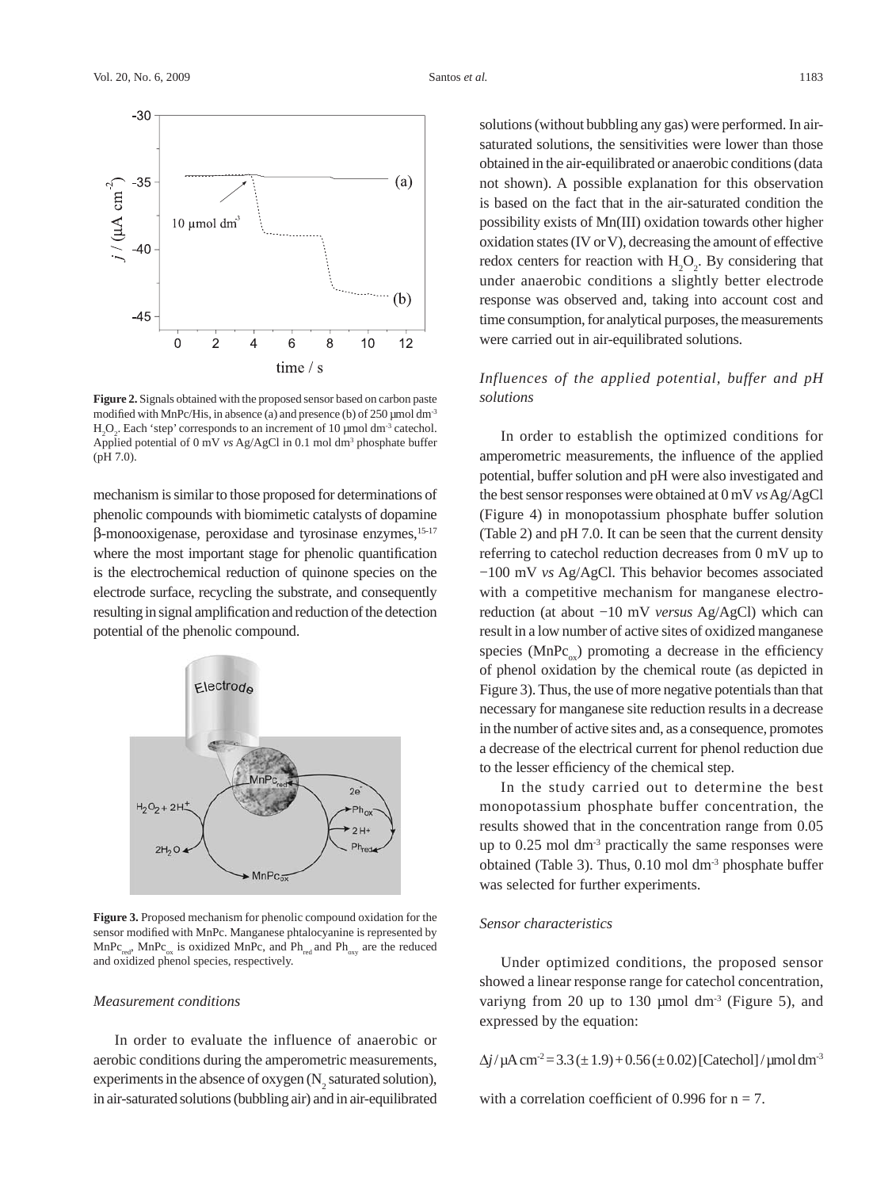**Figure 2.** Signals obtained with the proposed sensor based on carbon paste modified with MnPc/His, in absence (a) and presence (b) of 250 μmol dm$^{-3}$ $H_2O_2$. Each 'step' corresponds to an increment of 10 μmol dm$^{-3}$ catechol. Applied potential of 0 mV *vs* Ag/AgCl in 0.1 mol dm$^{3}$ phosphate buffer (pH 7.0).

mechanism is similar to those proposed for determinations of phenolic compounds with biomimetic catalysts of dopamine β-monooxigenase, peroxidase and tyrosinase enzymes,[15-17] where the most important stage for phenolic quantification is the electrochemical reduction of quinone species on the electrode surface, recycling the substrate, and consequently resulting in signal amplification and reduction of the detection potential of the phenolic compound.

**Figure 3.** Proposed mechanism for phenolic compound oxidation for the sensor modified with MnPc. Manganese phtalocyanine is represented by $MnPc_{red}$, $MnPc_{ox}$ is oxidized MnPc, and $Ph_{red}$ and $Ph_{oxy}$ are the reduced and oxidized phenol species, respectively.

### *Measurement conditions*

In order to evaluate the influence of anaerobic or aerobic conditions during the amperometric measurements, experiments in the absence of oxygen ($N_2$ saturated solution), in air-saturated solutions (bubbling air) and in air-equilibrated solutions (without bubbling any gas) were performed. In air-saturated solutions, the sensitivities were lower than those obtained in the air-equilibrated or anaerobic conditions (data not shown). A possible explanation for this observation is based on the fact that in the air-saturated condition the possibility exists of Mn(III) oxidation towards other higher oxidation states (IV or V), decreasing the amount of effective redox centers for reaction with $H_2O_2$. By considering that under anaerobic conditions a slightly better electrode response was observed and, taking into account cost and time consumption, for analytical purposes, the measurements were carried out in air-equilibrated solutions.

### *Influences of the applied potential, buffer and pH solutions*

In order to establish the optimized conditions for amperometric measurements, the influence of the applied potential, buffer solution and pH were also investigated and the best sensor responses were obtained at 0 mV *vs* Ag/AgCl (Figure 4) in monopotassium phosphate buffer solution (Table 2) and pH 7.0. It can be seen that the current density referring to catechol reduction decreases from 0 mV up to −100 mV *vs* Ag/AgCl. This behavior becomes associated with a competitive mechanism for manganese electro-reduction (at about −10 mV *versus* Ag/AgCl) which can result in a low number of active sites of oxidized manganese species ($MnPc_{ox}$) promoting a decrease in the efficiency of phenol oxidation by the chemical route (as depicted in Figure 3). Thus, the use of more negative potentials than that necessary for manganese site reduction results in a decrease in the number of active sites and, as a consequence, promotes a decrease of the electrical current for phenol reduction due to the lesser efficiency of the chemical step.

In the study carried out to determine the best monopotassium phosphate buffer concentration, the results showed that in the concentration range from 0.05 up to 0.25 mol dm$^{-3}$ practically the same responses were obtained (Table 3). Thus, 0.10 mol dm$^{-3}$ phosphate buffer was selected for further experiments.

### *Sensor characteristics*

Under optimized conditions, the proposed sensor showed a linear response range for catechol concentration, variyng from 20 up to 130 μmol dm$^{-3}$ (Figure 5), and expressed by the equation:

$$\Delta j / \mu A\,cm^{-2} = 3.3\,(\pm 1.9) + 0.56\,(\pm 0.02)\,[Catechol] / \mu mol\,dm^{-3}$$

with a correlation coefficient of 0.996 for n = 7.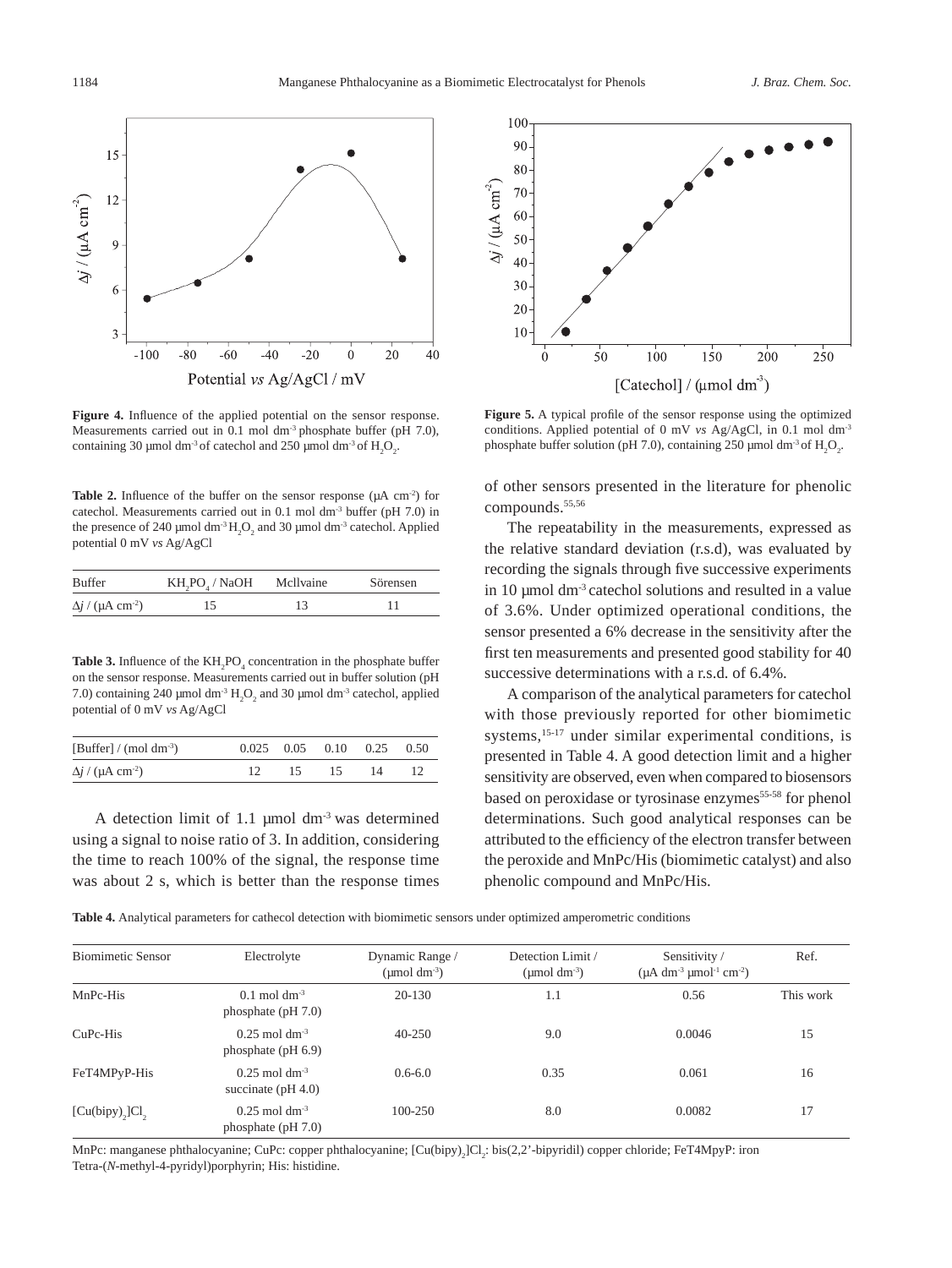**Figure 4.** Influence of the applied potential on the sensor response. Measurements carried out in 0.1 mol dm$^{-3}$ phosphate buffer (pH 7.0), containing 30 μmol dm$^{-3}$ of catechol and 250 μmol dm$^{-3}$ of $H_2O_2$.

**Figure 5.** A typical profile of the sensor response using the optimized conditions. Applied potential of 0 mV *vs* Ag/AgCl, in 0.1 mol dm$^{-3}$ phosphate buffer solution (pH 7.0), containing 250 μmol dm$^{-3}$ of $H_2O_2$.

**Table 2.** Influence of the buffer on the sensor response (μA cm$^{-2}$) for catechol. Measurements carried out in 0.1 mol dm$^{-3}$ buffer (pH 7.0) in the presence of 240 μmol dm$^{-3}$ $H_2O_2$ and 30 μmol dm$^{-3}$ catechol. Applied potential 0 mV *vs* Ag/AgCl

| Buffer | $KH_2PO_4$ / NaOH | Mcllvaine | Sörensen |
|---|---|---|---|
| $\Delta j$ / (μA cm$^{-2}$) | 15 | 13 | 11 |

**Table 3.** Influence of the $KH_2PO_4$ concentration in the phosphate buffer on the sensor response. Measurements carried out in buffer solution (pH 7.0) containing 240 μmol dm$^{-3}$ $H_2O_2$ and 30 μmol dm$^{-3}$ catechol, applied potential of 0 mV *vs* Ag/AgCl

| [Buffer] / (mol dm$^{-3}$) | 0.025 | 0.05 | 0.10 | 0.25 | 0.50 |
|---|---|---|---|---|---|
| $\Delta j$ / (μA cm$^{-2}$) | 12 | 15 | 15 | 14 | 12 |

A detection limit of 1.1 μmol dm$^{-3}$ was determined using a signal to noise ratio of 3. In addition, considering the time to reach 100% of the signal, the response time was about 2 s, which is better than the response times of other sensors presented in the literature for phenolic compounds.[55,56]

The repeatability in the measurements, expressed as the relative standard deviation (r.s.d), was evaluated by recording the signals through five successive experiments in 10 μmol dm$^{-3}$ catechol solutions and resulted in a value of 3.6%. Under optimized operational conditions, the sensor presented a 6% decrease in the sensitivity after the first ten measurements and presented good stability for 40 successive determinations with a r.s.d. of 6.4%.

A comparison of the analytical parameters for catechol with those previously reported for other biomimetic systems,[15-17] under similar experimental conditions, is presented in Table 4. A good detection limit and a higher sensitivity are observed, even when compared to biosensors based on peroxidase or tyrosinase enzymes[55-58] for phenol determinations. Such good analytical responses can be attributed to the efficiency of the electron transfer between the peroxide and MnPc/His (biomimetic catalyst) and also phenolic compound and MnPc/His.

**Table 4.** Analytical parameters for cathecol detection with biomimetic sensors under optimized amperometric conditions

| Biomimetic Sensor | Electrolyte | Dynamic Range / (μmol dm$^{-3}$) | Detection Limit / (μmol dm$^{-3}$) | Sensitivity / (μA dm$^{-3}$ μmol$^{-1}$ cm$^{-2}$) | Ref. |
|---|---|---|---|---|---|
| MnPc-His | 0.1 mol dm$^{-3}$ phosphate (pH 7.0) | 20-130 | 1.1 | 0.56 | This work |
| CuPc-His | 0.25 mol dm$^{-3}$ phosphate (pH 6.9) | 40-250 | 9.0 | 0.0046 | 15 |
| FeT4MPyP-His | 0.25 mol dm$^{-3}$ succinate (pH 4.0) | 0.6-6.0 | 0.35 | 0.061 | 16 |
| $[Cu(bipy)_2]Cl_2$ | 0.25 mol dm$^{-3}$ phosphate (pH 7.0) | 100-250 | 8.0 | 0.0082 | 17 |

MnPc: manganese phthalocyanine; CuPc: copper phthalocyanine; $[Cu(bipy)_2]Cl_2$: bis(2,2'-bipyridil) copper chloride; FeT4MpyP: iron Tetra-(*N*-methyl-4-pyridyl)porphyrin; His: histidine.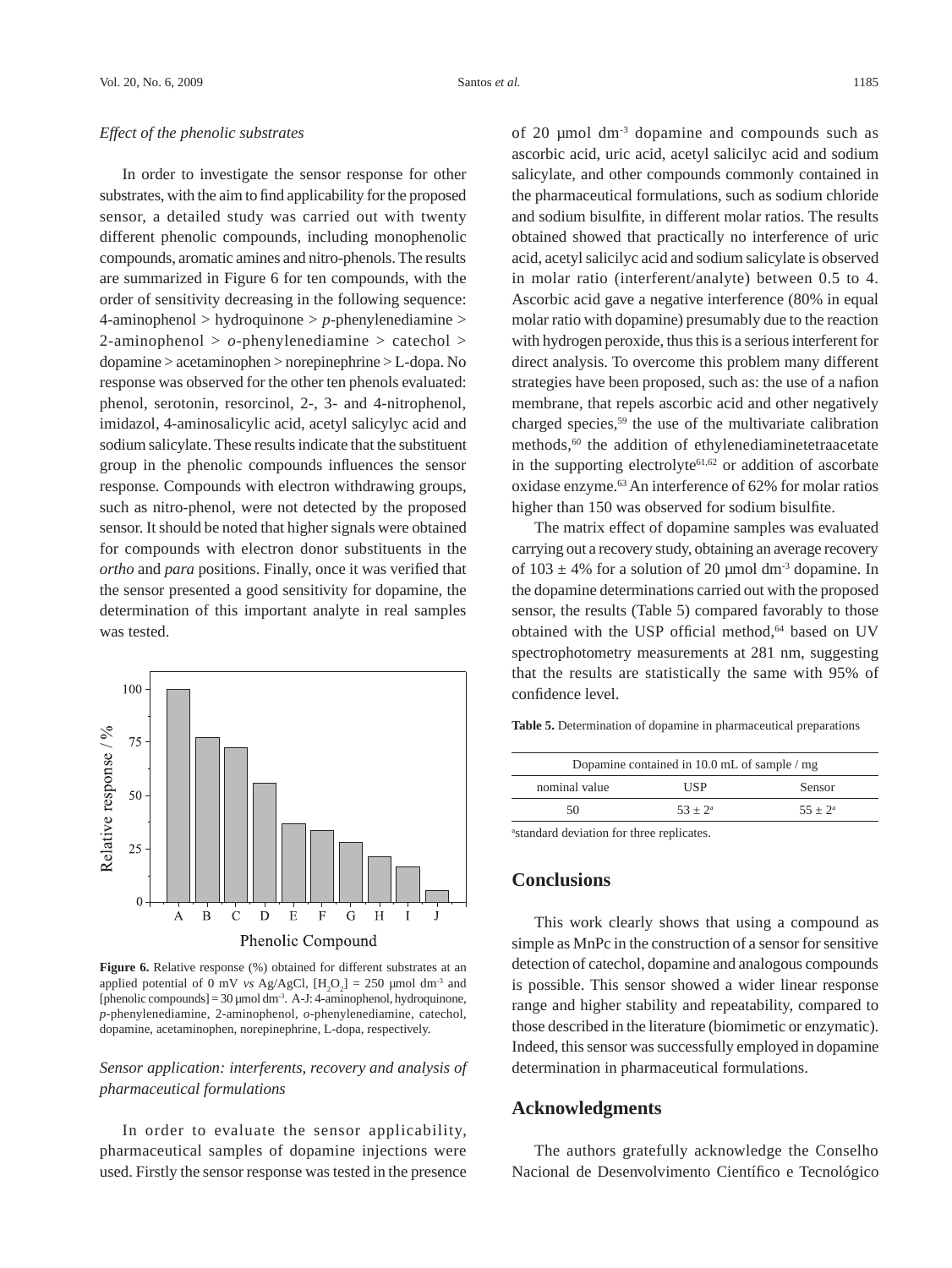*Effect of the phenolic substrates*

In order to investigate the sensor response for other substrates, with the aim to find applicability for the proposed sensor, a detailed study was carried out with twenty different phenolic compounds, including monophenolic compounds, aromatic amines and nitro-phenols. The results are summarized in Figure 6 for ten compounds, with the order of sensitivity decreasing in the following sequence: 4-aminophenol > hydroquinone > *p*-phenylenediamine > 2-aminophenol > *o*-phenylenediamine > catechol > dopamine > acetaminophen > norepinephrine > L-dopa. No response was observed for the other ten phenols evaluated: phenol, serotonin, resorcinol, 2-, 3- and 4-nitrophenol, imidazol, 4-aminosalicylic acid, acetyl salicylyc acid and sodium salicylate. These results indicate that the substituent group in the phenolic compounds influences the sensor response. Compounds with electron withdrawing groups, such as nitro-phenol, were not detected by the proposed sensor. It should be noted that higher signals were obtained for compounds with electron donor substituents in the *ortho* and *para* positions. Finally, once it was verified that the sensor presented a good sensitivity for dopamine, the determination of this important analyte in real samples was tested.

**Figure 6.** Relative response (%) obtained for different substrates at an applied potential of 0 mV *vs* Ag/AgCl, $[H_2O_2]$ = 250 µmol dm$^{-3}$ and [phenolic compounds] = 30 µmol dm$^{-3}$. A-J: 4-aminophenol, hydroquinone, *p*-phenylenediamine, 2-aminophenol, *o*-phenylenediamine, catechol, dopamine, acetaminophen, norepinephrine, L-dopa, respectively.

*Sensor application: interferents, recovery and analysis of pharmaceutical formulations*

In order to evaluate the sensor applicability, pharmaceutical samples of dopamine injections were used. Firstly the sensor response was tested in the presence of 20 µmol dm$^{-3}$ dopamine and compounds such as ascorbic acid, uric acid, acetyl salicilyc acid and sodium salicylate, and other compounds commonly contained in the pharmaceutical formulations, such as sodium chloride and sodium bisulfite, in different molar ratios. The results obtained showed that practically no interference of uric acid, acetyl salicilyc acid and sodium salicylate is observed in molar ratio (interferent/analyte) between 0.5 to 4. Ascorbic acid gave a negative interference (80% in equal molar ratio with dopamine) presumably due to the reaction with hydrogen peroxide, thus this is a serious interferent for direct analysis. To overcome this problem many different strategies have been proposed, such as: the use of a nafion membrane, that repels ascorbic acid and other negatively charged species,[59] the use of the multivariate calibration methods,[60] the addition of ethylenediaminetetraacetate in the supporting electrolyte[61,62] or addition of ascorbate oxidase enzyme.[63] An interference of 62% for molar ratios higher than 150 was observed for sodium bisulfite.

The matrix effect of dopamine samples was evaluated carrying out a recovery study, obtaining an average recovery of 103 ± 4% for a solution of 20 µmol dm$^{-3}$ dopamine. In the dopamine determinations carried out with the proposed sensor, the results (Table 5) compared favorably to those obtained with the USP official method,[64] based on UV spectrophotometry measurements at 281 nm, suggesting that the results are statistically the same with 95% of confidence level.

**Table 5.** Determination of dopamine in pharmaceutical preparations

| Dopamine contained in 10.0 mL of sample / mg | | |
|---|---|---|
| nominal value | USP | Sensor |
| 50 | 53 ± 2[a] | 55 ± 2[a] |

[a]standard deviation for three replicates.

## Conclusions

This work clearly shows that using a compound as simple as MnPc in the construction of a sensor for sensitive detection of catechol, dopamine and analogous compounds is possible. This sensor showed a wider linear response range and higher stability and repeatability, compared to those described in the literature (biomimetic or enzymatic). Indeed, this sensor was successfully employed in dopamine determination in pharmaceutical formulations.

## Acknowledgments

The authors gratefully acknowledge the Conselho Nacional de Desenvolvimento Científico e Tecnológico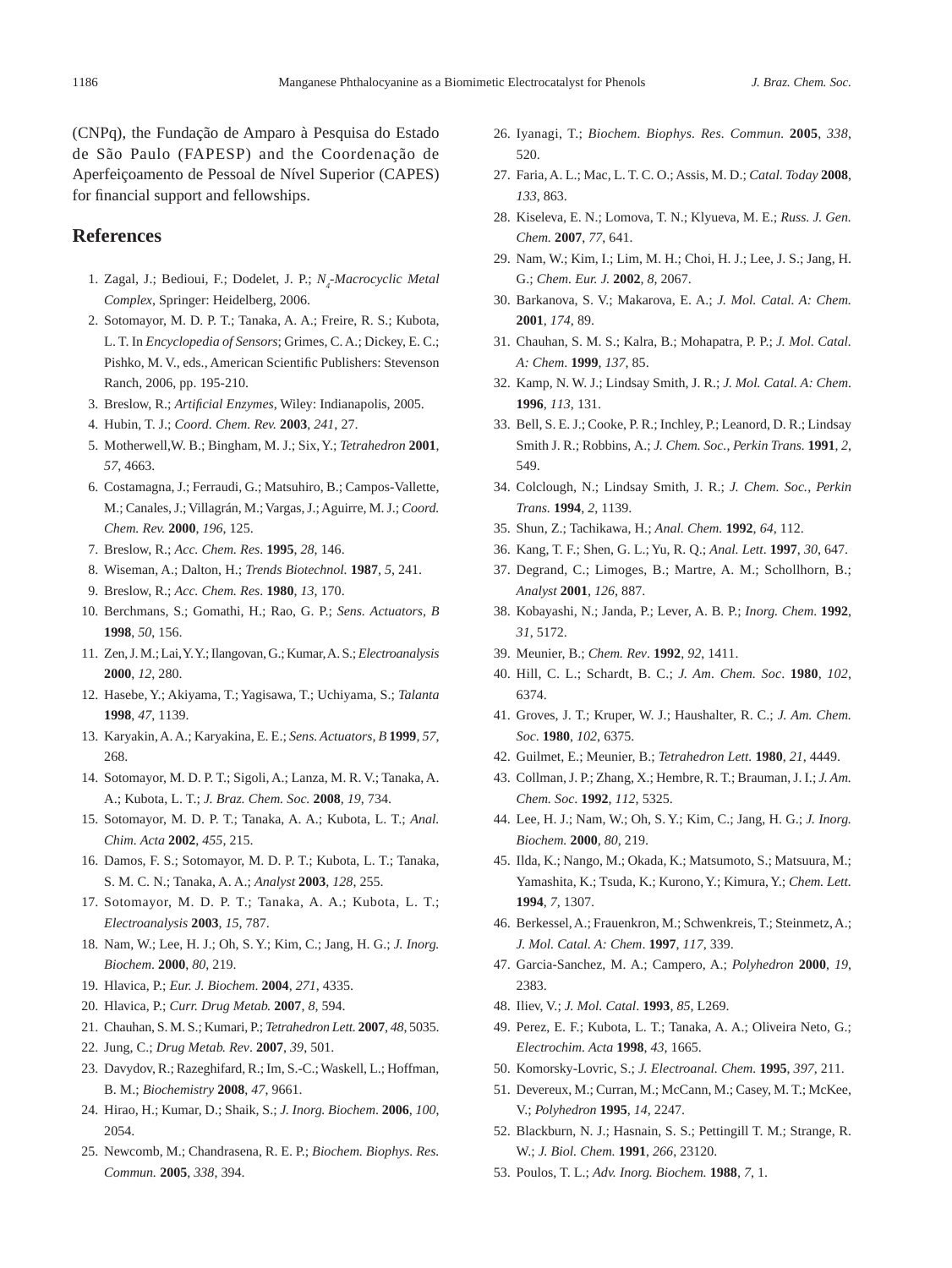(CNPq), the Fundação de Amparo à Pesquisa do Estado de São Paulo (FAPESP) and the Coordenação de Aperfeiçoamento de Pessoal de Nível Superior (CAPES) for financial support and fellowships.

## References

1. Zagal, J.; Bedioui, F.; Dodelet, J. P.; *$N_4$-Macrocyclic Metal Complex*, Springer: Heidelberg, 2006.
2. Sotomayor, M. D. P. T.; Tanaka, A. A.; Freire, R. S.; Kubota, L. T. In *Encyclopedia of Sensors*; Grimes, C. A.; Dickey, E. C.; Pishko, M. V., eds., American Scientific Publishers: Stevenson Ranch, 2006, pp. 195-210.
3. Breslow, R.; *Artificial Enzymes*, Wiley: Indianapolis, 2005.
4. Hubin, T. J.; *Coord. Chem. Rev.* **2003**, *241*, 27.
5. Motherwell,W. B.; Bingham, M. J.; Six, Y.; *Tetrahedron* **2001**, *57*, 4663.
6. Costamagna, J.; Ferraudi, G.; Matsuhiro, B.; Campos-Vallette, M.; Canales, J.; Villagrán, M.; Vargas, J.; Aguirre, M. J.; *Coord. Chem. Rev.* **2000**, *196*, 125.
7. Breslow, R.; *Acc. Chem. Res*. **1995**, *28*, 146.
8. Wiseman, A.; Dalton, H.; *Trends Biotechnol.* **1987**, *5*, 241.
9. Breslow, R.; *Acc. Chem. Res*. **1980**, *13*, 170.
10. Berchmans, S.; Gomathi, H.; Rao, G. P.; *Sens. Actuators, B* **1998**, *50*, 156.
11. Zen, J. M.; Lai, Y. Y.; Ilangovan, G.; Kumar, A. S.; *Electroanalysis* **2000**, *12*, 280.
12. Hasebe, Y.; Akiyama, T.; Yagisawa, T.; Uchiyama, S.; *Talanta* **1998**, *47*, 1139.
13. Karyakin, A. A.; Karyakina, E. E.; *Sens. Actuators, B* **1999**, *57*, 268.
14. Sotomayor, M. D. P. T.; Sigoli, A.; Lanza, M. R. V.; Tanaka, A. A.; Kubota, L. T.; *J. Braz. Chem. Soc.* **2008**, *19*, 734.
15. Sotomayor, M. D. P. T.; Tanaka, A. A.; Kubota, L. T.; *Anal. Chim. Acta* **2002**, *455*, 215.
16. Damos, F. S.; Sotomayor, M. D. P. T.; Kubota, L. T.; Tanaka, S. M. C. N.; Tanaka, A. A.; *Analyst* **2003**, *128*, 255.
17. Sotomayor, M. D. P. T.; Tanaka, A. A.; Kubota, L. T.; *Electroanalysis* **2003**, *15*, 787.
18. Nam, W.; Lee, H. J.; Oh, S. Y.; Kim, C.; Jang, H. G.; *J. Inorg. Biochem*. **2000**, *80*, 219.
19. Hlavica, P.; *Eur. J. Biochem*. **2004**, *271*, 4335.
20. Hlavica, P.; *Curr. Drug Metab.* **2007**, *8*, 594.
21. Chauhan, S. M. S.; Kumari, P.; *Tetrahedron Lett.* **2007**, *48*, 5035.
22. Jung, C.; *Drug Metab. Rev*. **2007**, *39*, 501.
23. Davydov, R.; Razeghifard, R.; Im, S.-C.; Waskell, L.; Hoffman, B. M.; *Biochemistry* **2008**, *47*, 9661.
24. Hirao, H.; Kumar, D.; Shaik, S.; *J. Inorg. Biochem*. **2006**, *100*, 2054.
25. Newcomb, M.; Chandrasena, R. E. P.; *Biochem. Biophys. Res. Commun.* **2005**, *338*, 394.
26. Iyanagi, T.; *Biochem. Biophys. Res. Commun.* **2005**, *338*, 520.
27. Faria, A. L.; Mac, L. T. C. O.; Assis, M. D.; *Catal. Today* **2008**, *133*, 863.
28. Kiseleva, E. N.; Lomova, T. N.; Klyueva, M. E.; *Russ. J. Gen. Chem.* **2007**, *77*, 641.
29. Nam, W.; Kim, I.; Lim, M. H.; Choi, H. J.; Lee, J. S.; Jang, H. G.; *Chem. Eur. J.* **2002**, *8*, 2067.
30. Barkanova, S. V.; Makarova, E. A.; *J. Mol. Catal. A: Chem.* **2001**, *174*, 89.
31. Chauhan, S. M. S.; Kalra, B.; Mohapatra, P. P.; *J. Mol. Catal. A: Chem*. **1999**, *137*, 85.
32. Kamp, N. W. J.; Lindsay Smith, J. R.; *J. Mol. Catal. A: Chem*. **1996**, *113*, 131.
33. Bell, S. E. J.; Cooke, P. R.; Inchley, P.; Leanord, D. R.; Lindsay Smith J. R.; Robbins, A.; *J. Chem. Soc., Perkin Trans.* **1991**, *2*, 549.
34. Colclough, N.; Lindsay Smith, J. R.; *J. Chem. Soc., Perkin Trans.* **1994**, *2*, 1139.
35. Shun, Z.; Tachikawa, H.; *Anal. Chem.* **1992**, *64*, 112.
36. Kang, T. F.; Shen, G. L.; Yu, R. Q.; *Anal. Lett*. **1997**, *30*, 647.
37. Degrand, C.; Limoges, B.; Martre, A. M.; Schollhorn, B.; *Analyst* **2001**, *126*, 887.
38. Kobayashi, N.; Janda, P.; Lever, A. B. P.; *Inorg. Chem*. **1992**, *31*, 5172.
39. Meunier, B.; *Chem. Rev*. **1992**, *92*, 1411.
40. Hill, C. L.; Schardt, B. C.; *J. Am. Chem. Soc*. **1980**, *102*, 6374.
41. Groves, J. T.; Kruper, W. J.; Haushalter, R. C.; *J. Am. Chem. Soc*. **1980**, *102*, 6375.
42. Guilmet, E.; Meunier, B.; *Tetrahedron Lett.* **1980**, *21*, 4449.
43. Collman, J. P.; Zhang, X.; Hembre, R. T.; Brauman, J. I.; *J. Am. Chem. Soc*. **1992**, *112*, 5325.
44. Lee, H. J.; Nam, W.; Oh, S. Y.; Kim, C.; Jang, H. G.; *J. Inorg. Biochem.* **2000**, *80*, 219.
45. Ilda, K.; Nango, M.; Okada, K.; Matsumoto, S.; Matsuura, M.; Yamashita, K.; Tsuda, K.; Kurono, Y.; Kimura, Y.; *Chem. Lett.* **1994**, *7*, 1307.
46. Berkessel, A.; Frauenkron, M.; Schwenkreis, T.; Steinmetz, A.; *J. Mol. Catal. A: Chem*. **1997**, *117*, 339.
47. Garcia-Sanchez, M. A.; Campero, A.; *Polyhedron* **2000**, *19*, 2383.
48. Iliev, V.; *J. Mol. Catal*. **1993**, *85*, L269.
49. Perez, E. F.; Kubota, L. T.; Tanaka, A. A.; Oliveira Neto, G.; *Electrochim. Acta* **1998**, *43*, 1665.
50. Komorsky-Lovric, S.; *J. Electroanal. Chem.* **1995**, *397*, 211.
51. Devereux, M.; Curran, M.; McCann, M.; Casey, M. T.; McKee, V.; *Polyhedron* **1995**, *14*, 2247.
52. Blackburn, N. J.; Hasnain, S. S.; Pettingill T. M.; Strange, R. W.; *J. Biol. Chem.* **1991**, *266*, 23120.
53. Poulos, T. L.; *Adv. Inorg. Biochem.* **1988**, *7*, 1.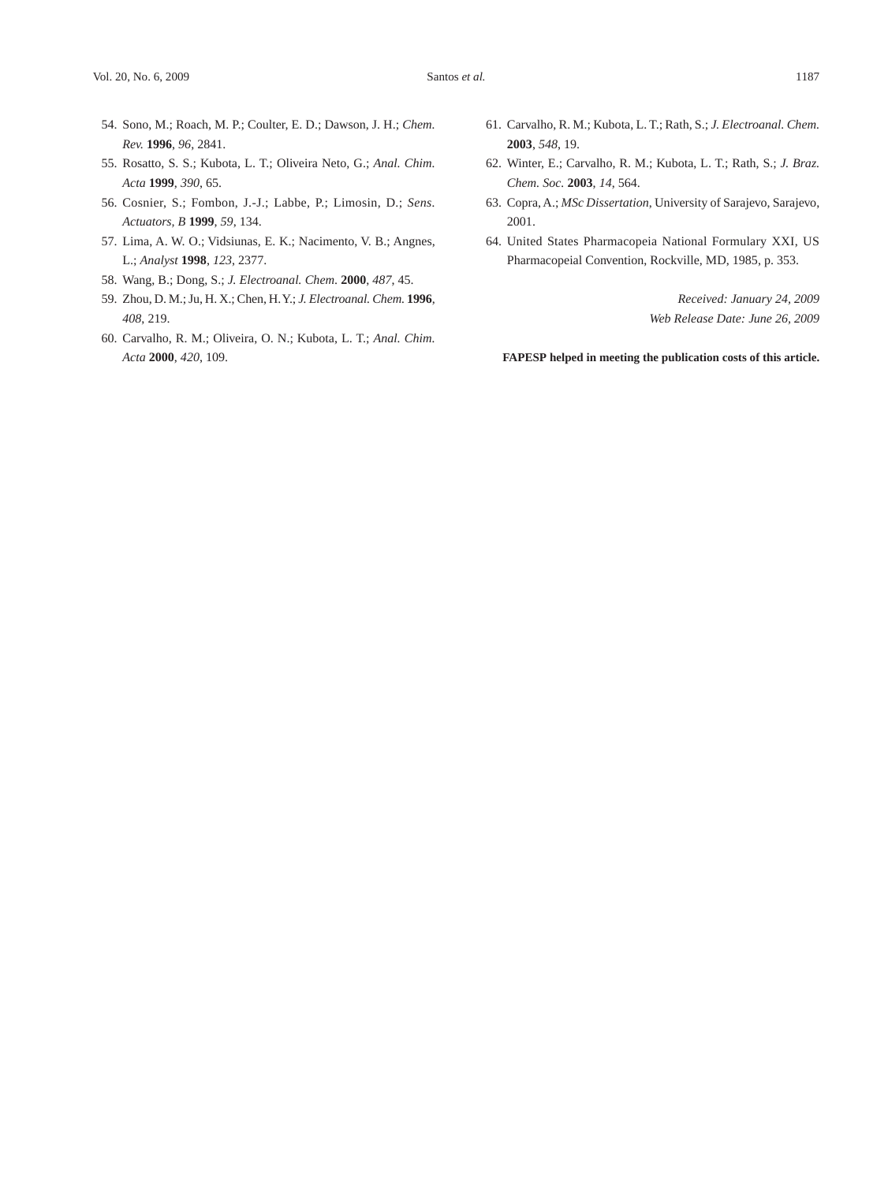54. Sono, M.; Roach, M. P.; Coulter, E. D.; Dawson, J. H.; *Chem. Rev.* **1996**, *96*, 2841.
55. Rosatto, S. S.; Kubota, L. T.; Oliveira Neto, G.; *Anal. Chim. Acta* **1999**, *390*, 65.
56. Cosnier, S.; Fombon, J.-J.; Labbe, P.; Limosin, D.; *Sens. Actuators, B* **1999**, *59*, 134.
57. Lima, A. W. O.; Vidsiunas, E. K.; Nacimento, V. B.; Angnes, L.; *Analyst* **1998**, *123*, 2377.
58. Wang, B.; Dong, S.; *J. Electroanal. Chem.* **2000**, *487*, 45.
59. Zhou, D. M.; Ju, H. X.; Chen, H. Y.; *J. Electroanal. Chem.* **1996**, *408*, 219.
60. Carvalho, R. M.; Oliveira, O. N.; Kubota, L. T.; *Anal. Chim. Acta* **2000**, *420*, 109.
61. Carvalho, R. M.; Kubota, L. T.; Rath, S.; *J. Electroanal. Chem.* **2003**, *548*, 19.
62. Winter, E.; Carvalho, R. M.; Kubota, L. T.; Rath, S.; *J. Braz. Chem. Soc.* **2003**, *14*, 564.
63. Copra, A.; *MSc Dissertation*, University of Sarajevo, Sarajevo, 2001.
64. United States Pharmacopeia National Formulary XXI, US Pharmacopeial Convention, Rockville, MD, 1985, p. 353.

*Received: January 24, 2009*
*Web Release Date: June 26, 2009*

**FAPESP helped in meeting the publication costs of this article.**